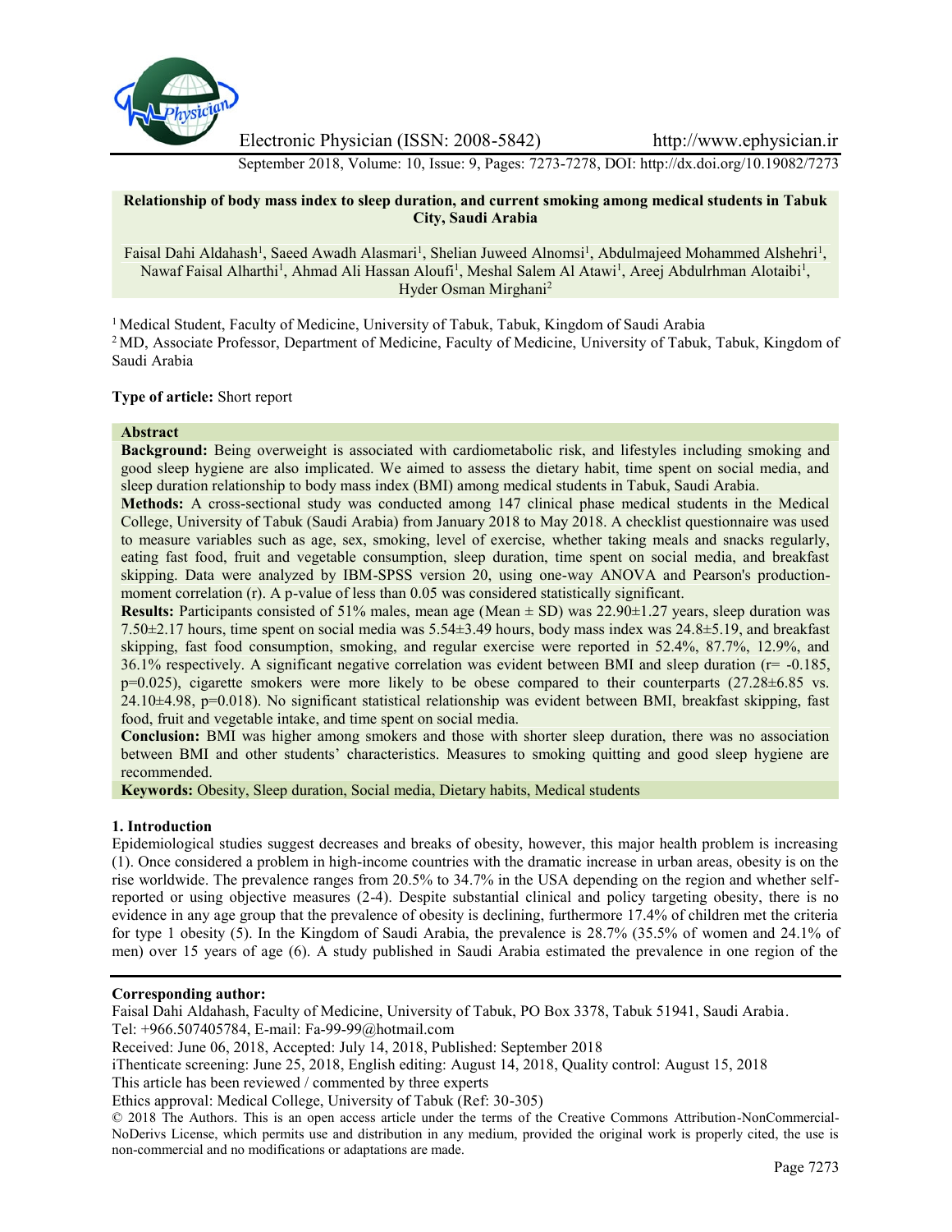**Relationship of body mass index to sleep duration, and current smoking among medical students in Tabuk City, Saudi Arabia**

Faisal Dahi Aldahash[1], Saeed Awadh Alasmari[1], Shelian Juweed Alnomsi[1], Abdulmajeed Mohammed Alshehri[1], Nawaf Faisal Alharthi[1], Ahmad Ali Hassan Aloufi[1], Meshal Salem Al Atawi[1], Areej Abdulrhman Alotaibi[1], Hyder Osman Mirghani[2]

[1] Medical Student, Faculty of Medicine, University of Tabuk, Tabuk, Kingdom of Saudi Arabia

[2] MD, Associate Professor, Department of Medicine, Faculty of Medicine, University of Tabuk, Tabuk, Kingdom of Saudi Arabia

**Type of article:** Short report

**Abstract**

**Background:** Being overweight is associated with cardiometabolic risk, and lifestyles including smoking and good sleep hygiene are also implicated. We aimed to assess the dietary habit, time spent on social media, and sleep duration relationship to body mass index (BMI) among medical students in Tabuk, Saudi Arabia.

**Methods:** A cross-sectional study was conducted among 147 clinical phase medical students in the Medical College, University of Tabuk (Saudi Arabia) from January 2018 to May 2018. A checklist questionnaire was used to measure variables such as age, sex, smoking, level of exercise, whether taking meals and snacks regularly, eating fast food, fruit and vegetable consumption, sleep duration, time spent on social media, and breakfast skipping. Data were analyzed by IBM-SPSS version 20, using one-way ANOVA and Pearson's production-moment correlation (r). A p-value of less than 0.05 was considered statistically significant.

**Results:** Participants consisted of 51% males, mean age (Mean ± SD) was 22.90±1.27 years, sleep duration was 7.50±2.17 hours, time spent on social media was 5.54±3.49 hours, body mass index was 24.8±5.19, and breakfast skipping, fast food consumption, smoking, and regular exercise were reported in 52.4%, 87.7%, 12.9%, and 36.1% respectively. A significant negative correlation was evident between BMI and sleep duration (r= -0.185, p=0.025), cigarette smokers were more likely to be obese compared to their counterparts (27.28±6.85 vs. 24.10±4.98, p=0.018). No significant statistical relationship was evident between BMI, breakfast skipping, fast food, fruit and vegetable intake, and time spent on social media.

**Conclusion:** BMI was higher among smokers and those with shorter sleep duration, there was no association between BMI and other students' characteristics. Measures to smoking quitting and good sleep hygiene are recommended.

**Keywords:** Obesity, Sleep duration, Social media, Dietary habits, Medical students

## 1. Introduction

Epidemiological studies suggest decreases and breaks of obesity, however, this major health problem is increasing (1). Once considered a problem in high-income countries with the dramatic increase in urban areas, obesity is on the rise worldwide. The prevalence ranges from 20.5% to 34.7% in the USA depending on the region and whether self-reported or using objective measures (2-4). Despite substantial clinical and policy targeting obesity, there is no evidence in any age group that the prevalence of obesity is declining, furthermore 17.4% of children met the criteria for type 1 obesity (5). In the Kingdom of Saudi Arabia, the prevalence is 28.7% (35.5% of women and 24.1% of men) over 15 years of age (6). A study published in Saudi Arabia estimated the prevalence in one region of the

**Corresponding author:**

Faisal Dahi Aldahash, Faculty of Medicine, University of Tabuk, PO Box 3378, Tabuk 51941, Saudi Arabia.

Tel: +966.507405784, E-mail: Fa-99-99@hotmail.com

Received: June 06, 2018, Accepted: July 14, 2018, Published: September 2018

iThenticate screening: June 25, 2018, English editing: August 14, 2018, Quality control: August 15, 2018

This article has been reviewed / commented by three experts

Ethics approval: Medical College, University of Tabuk (Ref: 30-305)

© 2018 The Authors. This is an open access article under the terms of the Creative Commons Attribution-NonCommercial-NoDerivs License, which permits use and distribution in any medium, provided the original work is properly cited, the use is non-commercial and no modifications or adaptations are made.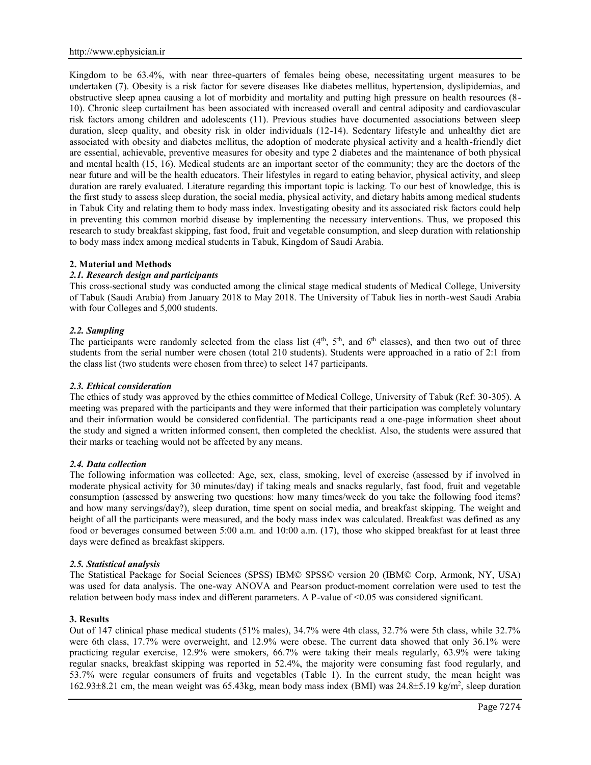Kingdom to be 63.4%, with near three-quarters of females being obese, necessitating urgent measures to be undertaken (7). Obesity is a risk factor for severe diseases like diabetes mellitus, hypertension, dyslipidemias, and obstructive sleep apnea causing a lot of morbidity and mortality and putting high pressure on health resources (8-10). Chronic sleep curtailment has been associated with increased overall and central adiposity and cardiovascular risk factors among children and adolescents (11). Previous studies have documented associations between sleep duration, sleep quality, and obesity risk in older individuals (12-14). Sedentary lifestyle and unhealthy diet are associated with obesity and diabetes mellitus, the adoption of moderate physical activity and a health-friendly diet are essential, achievable, preventive measures for obesity and type 2 diabetes and the maintenance of both physical and mental health (15, 16). Medical students are an important sector of the community; they are the doctors of the near future and will be the health educators. Their lifestyles in regard to eating behavior, physical activity, and sleep duration are rarely evaluated. Literature regarding this important topic is lacking. To our best of knowledge, this is the first study to assess sleep duration, the social media, physical activity, and dietary habits among medical students in Tabuk City and relating them to body mass index. Investigating obesity and its associated risk factors could help in preventing this common morbid disease by implementing the necessary interventions. Thus, we proposed this research to study breakfast skipping, fast food, fruit and vegetable consumption, and sleep duration with relationship to body mass index among medical students in Tabuk, Kingdom of Saudi Arabia.

## 2. Material and Methods

### *2.1. Research design and participants*

This cross-sectional study was conducted among the clinical stage medical students of Medical College, University of Tabuk (Saudi Arabia) from January 2018 to May 2018. The University of Tabuk lies in north-west Saudi Arabia with four Colleges and 5,000 students.

### *2.2. Sampling*

The participants were randomly selected from the class list (4th, 5th, and 6th classes), and then two out of three students from the serial number were chosen (total 210 students). Students were approached in a ratio of 2:1 from the class list (two students were chosen from three) to select 147 participants.

### *2.3. Ethical consideration*

The ethics of study was approved by the ethics committee of Medical College, University of Tabuk (Ref: 30-305). A meeting was prepared with the participants and they were informed that their participation was completely voluntary and their information would be considered confidential. The participants read a one-page information sheet about the study and signed a written informed consent, then completed the checklist. Also, the students were assured that their marks or teaching would not be affected by any means.

### *2.4. Data collection*

The following information was collected: Age, sex, class, smoking, level of exercise (assessed by if involved in moderate physical activity for 30 minutes/day) if taking meals and snacks regularly, fast food, fruit and vegetable consumption (assessed by answering two questions: how many times/week do you take the following food items? and how many servings/day?), sleep duration, time spent on social media, and breakfast skipping. The weight and height of all the participants were measured, and the body mass index was calculated. Breakfast was defined as any food or beverages consumed between 5:00 a.m. and 10:00 a.m. (17), those who skipped breakfast for at least three days were defined as breakfast skippers.

### *2.5. Statistical analysis*

The Statistical Package for Social Sciences (SPSS) IBM© SPSS© version 20 (IBM© Corp, Armonk, NY, USA) was used for data analysis. The one-way ANOVA and Pearson product-moment correlation were used to test the relation between body mass index and different parameters. A P-value of <0.05 was considered significant.

## 3. Results

Out of 147 clinical phase medical students (51% males), 34.7% were 4th class, 32.7% were 5th class, while 32.7% were 6th class, 17.7% were overweight, and 12.9% were obese. The current data showed that only 36.1% were practicing regular exercise, 12.9% were smokers, 66.7% were taking their meals regularly, 63.9% were taking regular snacks, breakfast skipping was reported in 52.4%, the majority were consuming fast food regularly, and 53.7% were regular consumers of fruits and vegetables (Table 1). In the current study, the mean height was 162.93±8.21 cm, the mean weight was 65.43kg, mean body mass index (BMI) was 24.8±5.19 kg/m$^2$, sleep duration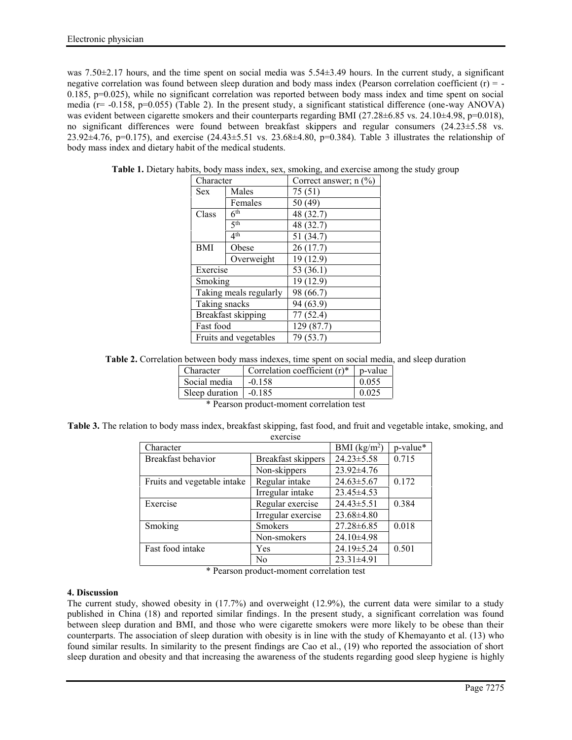was 7.50±2.17 hours, and the time spent on social media was 5.54±3.49 hours. In the current study, a significant negative correlation was found between sleep duration and body mass index (Pearson correlation coefficient (r) = -0.185, p=0.025), while no significant correlation was reported between body mass index and time spent on social media (r= -0.158, p=0.055) (Table 2). In the present study, a significant statistical difference (one-way ANOVA) was evident between cigarette smokers and their counterparts regarding BMI (27.28±6.85 vs. 24.10±4.98, p=0.018), no significant differences were found between breakfast skippers and regular consumers (24.23±5.58 vs. 23.92±4.76, p=0.175), and exercise (24.43±5.51 vs. 23.68±4.80, p=0.384). Table 3 illustrates the relationship of body mass index and dietary habit of the medical students.

**Table 1.** Dietary habits, body mass index, sex, smoking, and exercise among the study group

| Character | | Correct answer; n (%) |
|---|---|---|
| Sex | Males | 75 (51) |
| | Females | 50 (49) |
| Class | 6th | 48 (32.7) |
| | 5th | 48 (32.7) |
| | 4th | 51 (34.7) |
| BMI | Obese | 26 (17.7) |
| | Overweight | 19 (12.9) |
| Exercise | | 53 (36.1) |
| Smoking | | 19 (12.9) |
| Taking meals regularly | | 98 (66.7) |
| Taking snacks | | 94 (63.9) |
| Breakfast skipping | | 77 (52.4) |
| Fast food | | 129 (87.7) |
| Fruits and vegetables | | 79 (53.7) |

**Table 2.** Correlation between body mass indexes, time spent on social media, and sleep duration

| Character | Correlation coefficient (r)* | p-value |
|---|---|---|
| Social media | -0.158 | 0.055 |
| Sleep duration | -0.185 | 0.025 |

* Pearson product-moment correlation test

**Table 3.** The relation to body mass index, breakfast skipping, fast food, and fruit and vegetable intake, smoking, and exercise

| Character | | BMI (kg/m$^2$) | p-value* |
|---|---|---|---|
| Breakfast behavior | Breakfast skippers | 24.23±5.58 | 0.715 |
| | Non-skippers | 23.92±4.76 | |
| Fruits and vegetable intake | Regular intake | 24.63±5.67 | 0.172 |
| | Irregular intake | 23.45±4.53 | |
| Exercise | Regular exercise | 24.43±5.51 | 0.384 |
| | Irregular exercise | 23.68±4.80 | |
| Smoking | Smokers | 27.28±6.85 | 0.018 |
| | Non-smokers | 24.10±4.98 | |
| Fast food intake | Yes | 24.19±5.24 | 0.501 |
| | No | 23.31±4.91 | |

* Pearson product-moment correlation test

### 4. Discussion

The current study, showed obesity in (17.7%) and overweight (12.9%), the current data were similar to a study published in China (18) and reported similar findings. In the present study, a significant correlation was found between sleep duration and BMI, and those who were cigarette smokers were more likely to be obese than their counterparts. The association of sleep duration with obesity is in line with the study of Khemayanto et al. (13) who found similar results. In similarity to the present findings are Cao et al., (19) who reported the association of short sleep duration and obesity and that increasing the awareness of the students regarding good sleep hygiene is highly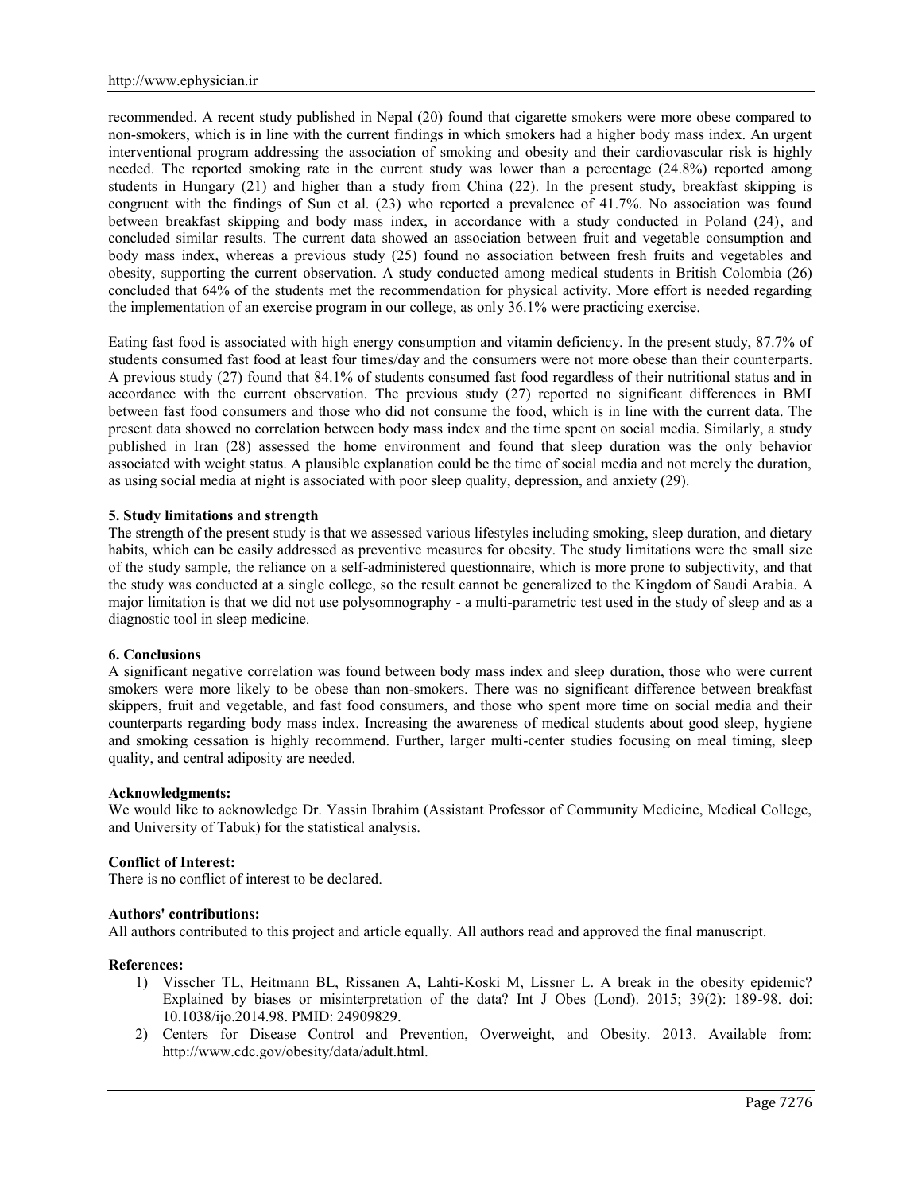recommended. A recent study published in Nepal (20) found that cigarette smokers were more obese compared to non-smokers, which is in line with the current findings in which smokers had a higher body mass index. An urgent interventional program addressing the association of smoking and obesity and their cardiovascular risk is highly needed. The reported smoking rate in the current study was lower than a percentage (24.8%) reported among students in Hungary (21) and higher than a study from China (22). In the present study, breakfast skipping is congruent with the findings of Sun et al. (23) who reported a prevalence of 41.7%. No association was found between breakfast skipping and body mass index, in accordance with a study conducted in Poland (24), and concluded similar results. The current data showed an association between fruit and vegetable consumption and body mass index, whereas a previous study (25) found no association between fresh fruits and vegetables and obesity, supporting the current observation. A study conducted among medical students in British Colombia (26) concluded that 64% of the students met the recommendation for physical activity. More effort is needed regarding the implementation of an exercise program in our college, as only 36.1% were practicing exercise.

Eating fast food is associated with high energy consumption and vitamin deficiency. In the present study, 87.7% of students consumed fast food at least four times/day and the consumers were not more obese than their counterparts. A previous study (27) found that 84.1% of students consumed fast food regardless of their nutritional status and in accordance with the current observation. The previous study (27) reported no significant differences in BMI between fast food consumers and those who did not consume the food, which is in line with the current data. The present data showed no correlation between body mass index and the time spent on social media. Similarly, a study published in Iran (28) assessed the home environment and found that sleep duration was the only behavior associated with weight status. A plausible explanation could be the time of social media and not merely the duration, as using social media at night is associated with poor sleep quality, depression, and anxiety (29).

**5. Study limitations and strength**

The strength of the present study is that we assessed various lifestyles including smoking, sleep duration, and dietary habits, which can be easily addressed as preventive measures for obesity. The study limitations were the small size of the study sample, the reliance on a self-administered questionnaire, which is more prone to subjectivity, and that the study was conducted at a single college, so the result cannot be generalized to the Kingdom of Saudi Arabia. A major limitation is that we did not use polysomnography - a multi-parametric test used in the study of sleep and as a diagnostic tool in sleep medicine.

**6. Conclusions**

A significant negative correlation was found between body mass index and sleep duration, those who were current smokers were more likely to be obese than non-smokers. There was no significant difference between breakfast skippers, fruit and vegetable, and fast food consumers, and those who spent more time on social media and their counterparts regarding body mass index. Increasing the awareness of medical students about good sleep, hygiene and smoking cessation is highly recommend. Further, larger multi-center studies focusing on meal timing, sleep quality, and central adiposity are needed.

**Acknowledgments:**

We would like to acknowledge Dr. Yassin Ibrahim (Assistant Professor of Community Medicine, Medical College, and University of Tabuk) for the statistical analysis.

**Conflict of Interest:**

There is no conflict of interest to be declared.

**Authors' contributions:**

All authors contributed to this project and article equally. All authors read and approved the final manuscript.

**References:**

1) Visscher TL, Heitmann BL, Rissanen A, Lahti-Koski M, Lissner L. A break in the obesity epidemic? Explained by biases or misinterpretation of the data? Int J Obes (Lond). 2015; 39(2): 189-98. doi: 10.1038/ijo.2014.98. PMID: 24909829.
2) Centers for Disease Control and Prevention, Overweight, and Obesity. 2013. Available from: http://www.cdc.gov/obesity/data/adult.html.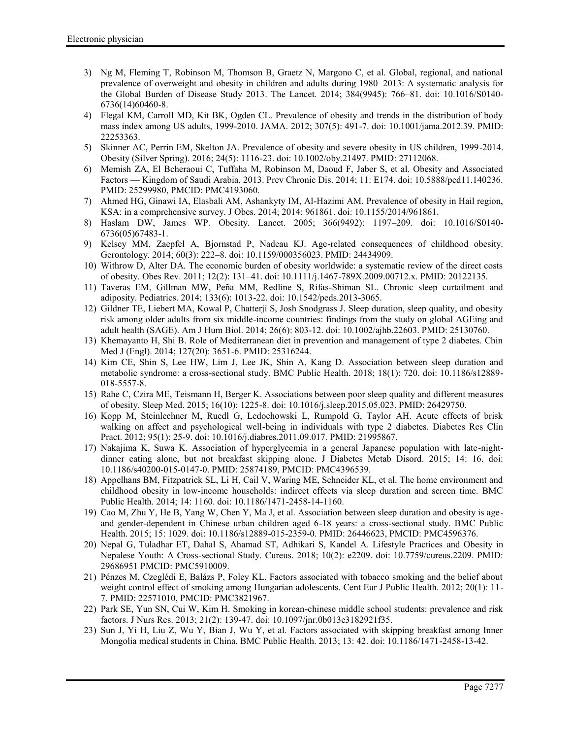3) Ng M, Fleming T, Robinson M, Thomson B, Graetz N, Margono C, et al. Global, regional, and national prevalence of overweight and obesity in children and adults during 1980–2013: A systematic analysis for the Global Burden of Disease Study 2013. The Lancet. 2014; 384(9945): 766–81. doi: 10.1016/S0140-6736(14)60460-8.
4) Flegal KM, Carroll MD, Kit BK, Ogden CL. Prevalence of obesity and trends in the distribution of body mass index among US adults, 1999-2010. JAMA. 2012; 307(5): 491-7. doi: 10.1001/jama.2012.39. PMID: 22253363.
5) Skinner AC, Perrin EM, Skelton JA. Prevalence of obesity and severe obesity in US children, 1999-2014. Obesity (Silver Spring). 2016; 24(5): 1116-23. doi: 10.1002/oby.21497. PMID: 27112068.
6) Memish ZA, El Bcheraoui C, Tuffaha M, Robinson M, Daoud F, Jaber S, et al. Obesity and Associated Factors — Kingdom of Saudi Arabia, 2013. Prev Chronic Dis. 2014; 11: E174. doi: 10.5888/pcd11.140236. PMID: 25299980, PMCID: PMC4193060.
7) Ahmed HG, Ginawi IA, Elasbali AM, Ashankyty IM, Al-Hazimi AM. Prevalence of obesity in Hail region, KSA: in a comprehensive survey. J Obes. 2014; 2014: 961861. doi: 10.1155/2014/961861.
8) Haslam DW, James WP. Obesity. Lancet. 2005; 366(9492): 1197–209. doi: 10.1016/S0140-6736(05)67483-1.
9) Kelsey MM, Zaepfel A, Bjornstad P, Nadeau KJ. Age-related consequences of childhood obesity. Gerontology. 2014; 60(3): 222–8. doi: 10.1159/000356023. PMID: 24434909.
10) Withrow D, Alter DA. The economic burden of obesity worldwide: a systematic review of the direct costs of obesity. Obes Rev. 2011; 12(2): 131–41. doi: 10.1111/j.1467-789X.2009.00712.x. PMID: 20122135.
11) Taveras EM, Gillman MW, Peña MM, Redline S, Rifas-Shiman SL. Chronic sleep curtailment and adiposity. Pediatrics. 2014; 133(6): 1013-22. doi: 10.1542/peds.2013-3065.
12) Gildner TE, Liebert MA, Kowal P, Chatterji S, Josh Snodgrass J. Sleep duration, sleep quality, and obesity risk among older adults from six middle-income countries: findings from the study on global AGEing and adult health (SAGE). Am J Hum Biol. 2014; 26(6): 803-12. doi: 10.1002/ajhb.22603. PMID: 25130760.
13) Khemayanto H, Shi B. Role of Mediterranean diet in prevention and management of type 2 diabetes. Chin Med J (Engl). 2014; 127(20): 3651-6. PMID: 25316244.
14) Kim CE, Shin S, Lee HW, Lim J, Lee JK, Shin A, Kang D. Association between sleep duration and metabolic syndrome: a cross-sectional study. BMC Public Health. 2018; 18(1): 720. doi: 10.1186/s12889-018-5557-8.
15) Rahe C, Czira ME, Teismann H, Berger K. Associations between poor sleep quality and different measures of obesity. Sleep Med. 2015; 16(10): 1225-8. doi: 10.1016/j.sleep.2015.05.023. PMID: 26429750.
16) Kopp M, Steinlechner M, Ruedl G, Ledochowski L, Rumpold G, Taylor AH. Acute effects of brisk walking on affect and psychological well-being in individuals with type 2 diabetes. Diabetes Res Clin Pract. 2012; 95(1): 25-9. doi: 10.1016/j.diabres.2011.09.017. PMID: 21995867.
17) Nakajima K, Suwa K. Association of hyperglycemia in a general Japanese population with late-night-dinner eating alone, but not breakfast skipping alone. J Diabetes Metab Disord. 2015; 14: 16. doi: 10.1186/s40200-015-0147-0. PMID: 25874189, PMCID: PMC4396539.
18) Appelhans BM, Fitzpatrick SL, Li H, Cail V, Waring ME, Schneider KL, et al. The home environment and childhood obesity in low-income households: indirect effects via sleep duration and screen time. BMC Public Health. 2014; 14: 1160. doi: 10.1186/1471-2458-14-1160.
19) Cao M, Zhu Y, He B, Yang W, Chen Y, Ma J, et al. Association between sleep duration and obesity is age- and gender-dependent in Chinese urban children aged 6-18 years: a cross-sectional study. BMC Public Health. 2015; 15: 1029. doi: 10.1186/s12889-015-2359-0. PMID: 26446623, PMCID: PMC4596376.
20) Nepal G, Tuladhar ET, Dahal S, Ahamad ST, Adhikari S, Kandel A. Lifestyle Practices and Obesity in Nepalese Youth: A Cross-sectional Study. Cureus. 2018; 10(2): e2209. doi: 10.7759/cureus.2209. PMID: 29686951 PMCID: PMC5910009.
21) Pénzes M, Czeglédi E, Balázs P, Foley KL. Factors associated with tobacco smoking and the belief about weight control effect of smoking among Hungarian adolescents. Cent Eur J Public Health. 2012; 20(1): 11-7. PMID: 22571010, PMCID: PMC3821967.
22) Park SE, Yun SN, Cui W, Kim H. Smoking in korean-chinese middle school students: prevalence and risk factors. J Nurs Res. 2013; 21(2): 139-47. doi: 10.1097/jnr.0b013e3182921f35.
23) Sun J, Yi H, Liu Z, Wu Y, Bian J, Wu Y, et al. Factors associated with skipping breakfast among Inner Mongolia medical students in China. BMC Public Health. 2013; 13: 42. doi: 10.1186/1471-2458-13-42.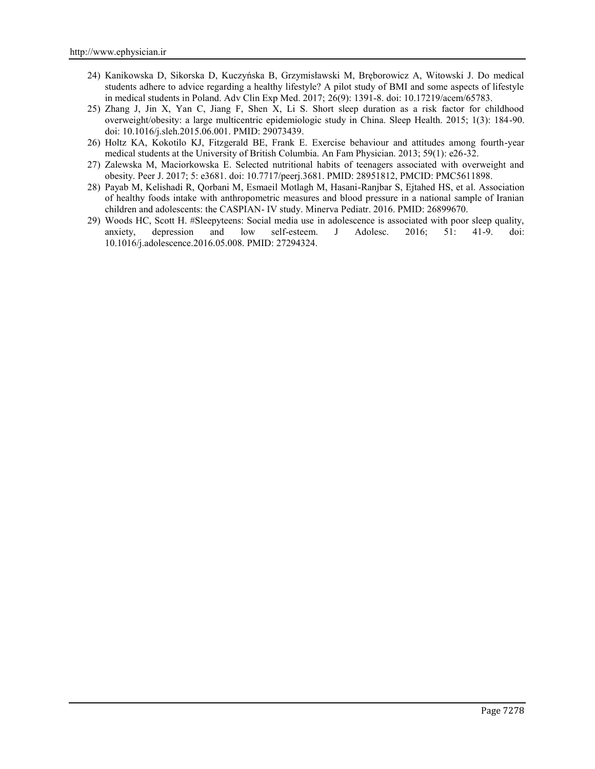24) Kanikowska D, Sikorska D, Kuczyńska B, Grzymisławski M, Bręborowicz A, Witowski J. Do medical students adhere to advice regarding a healthy lifestyle? A pilot study of BMI and some aspects of lifestyle in medical students in Poland. Adv Clin Exp Med. 2017; 26(9): 1391-8. doi: 10.17219/acem/65783.
25) Zhang J, Jin X, Yan C, Jiang F, Shen X, Li S. Short sleep duration as a risk factor for childhood overweight/obesity: a large multicentric epidemiologic study in China. Sleep Health. 2015; 1(3): 184-90. doi: 10.1016/j.sleh.2015.06.001. PMID: 29073439.
26) Holtz KA, Kokotilo KJ, Fitzgerald BE, Frank E. Exercise behaviour and attitudes among fourth-year medical students at the University of British Columbia. An Fam Physician. 2013; 59(1): e26-32.
27) Zalewska M, Maciorkowska E. Selected nutritional habits of teenagers associated with overweight and obesity. Peer J. 2017; 5: e3681. doi: 10.7717/peerj.3681. PMID: 28951812, PMCID: PMC5611898.
28) Payab M, Kelishadi R, Qorbani M, Esmaeil Motlagh M, Hasani-Ranjbar S, Ejtahed HS, et al. Association of healthy foods intake with anthropometric measures and blood pressure in a national sample of Iranian children and adolescents: the CASPIAN- IV study. Minerva Pediatr. 2016. PMID: 26899670.
29) Woods HC, Scott H. #Sleepyteens: Social media use in adolescence is associated with poor sleep quality, anxiety, depression and low self-esteem. J Adolesc. 2016; 51: 41-9. doi: 10.1016/j.adolescence.2016.05.008. PMID: 27294324.